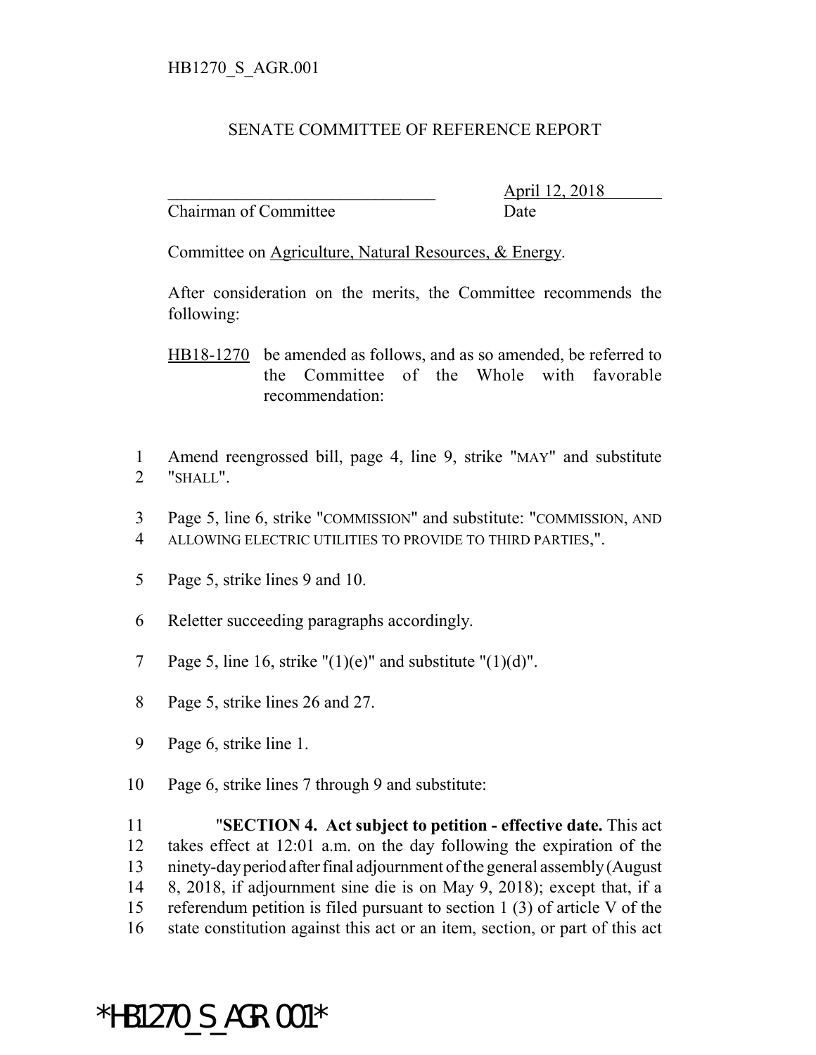HB1270_S_AGR.001

# SENATE COMMITTEE OF REFERENCE REPORT

________________________________ April 12, 2018
Chairman of Committee Date

Committee on Agriculture, Natural Resources, & Energy.

After consideration on the merits, the Committee recommends the following:

HB18-1270 be amended as follows, and as so amended, be referred to the Committee of the Whole with favorable recommendation:

1 Amend reengrossed bill, page 4, line 9, strike "MAY" and substitute
2 "SHALL".

3 Page 5, line 6, strike "COMMISSION" and substitute: "COMMISSION, AND
4 ALLOWING ELECTRIC UTILITIES TO PROVIDE TO THIRD PARTIES,".

5 Page 5, strike lines 9 and 10.

6 Reletter succeeding paragraphs accordingly.

7 Page 5, line 16, strike "(1)(e)" and substitute "(1)(d)".

8 Page 5, strike lines 26 and 27.

9 Page 6, strike line 1.

10 Page 6, strike lines 7 through 9 and substitute:

11 "**SECTION 4. Act subject to petition - effective date.** This act
12 takes effect at 12:01 a.m. on the day following the expiration of the
13 ninety-day period after final adjournment of the general assembly (August
14 8, 2018, if adjournment sine die is on May 9, 2018); except that, if a
15 referendum petition is filed pursuant to section 1 (3) of article V of the
16 state constitution against this act or an item, section, or part of this act

*HB1270_S_AGR.001*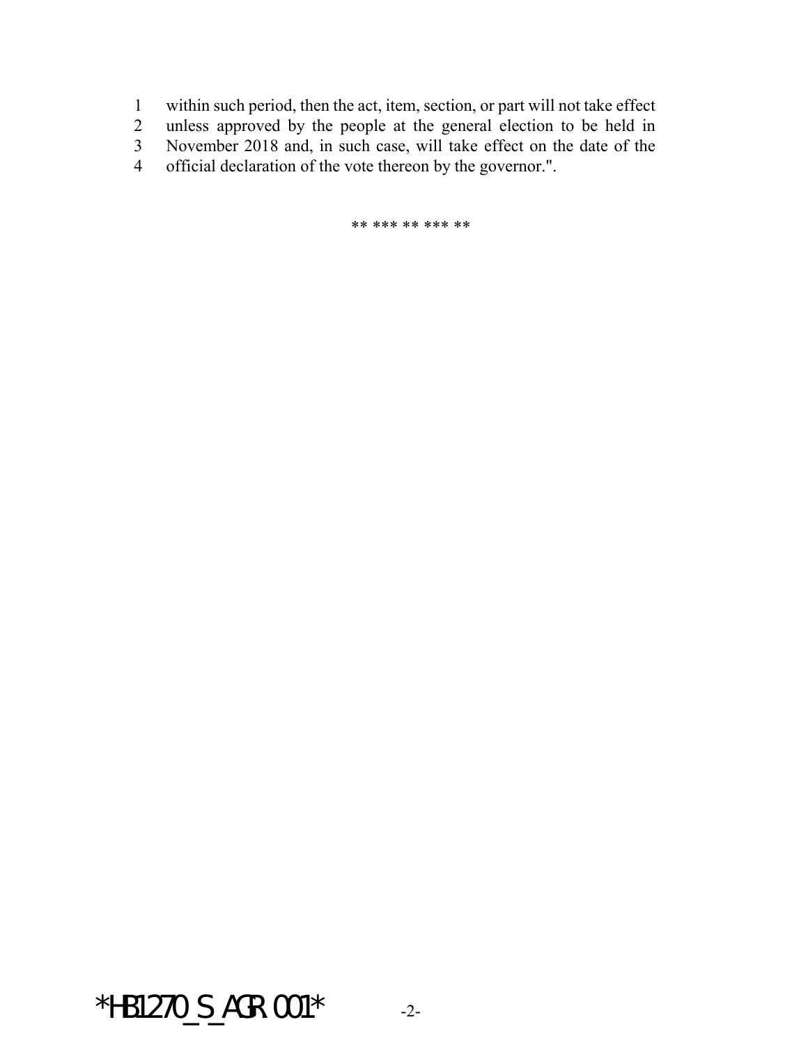within such period, then the act, item, section, or part will not take effect unless approved by the people at the general election to be held in November 2018 and, in such case, will take effect on the date of the official declaration of the vote thereon by the governor.".

** *** ** *** **

*HB1270_S_AGR.001*